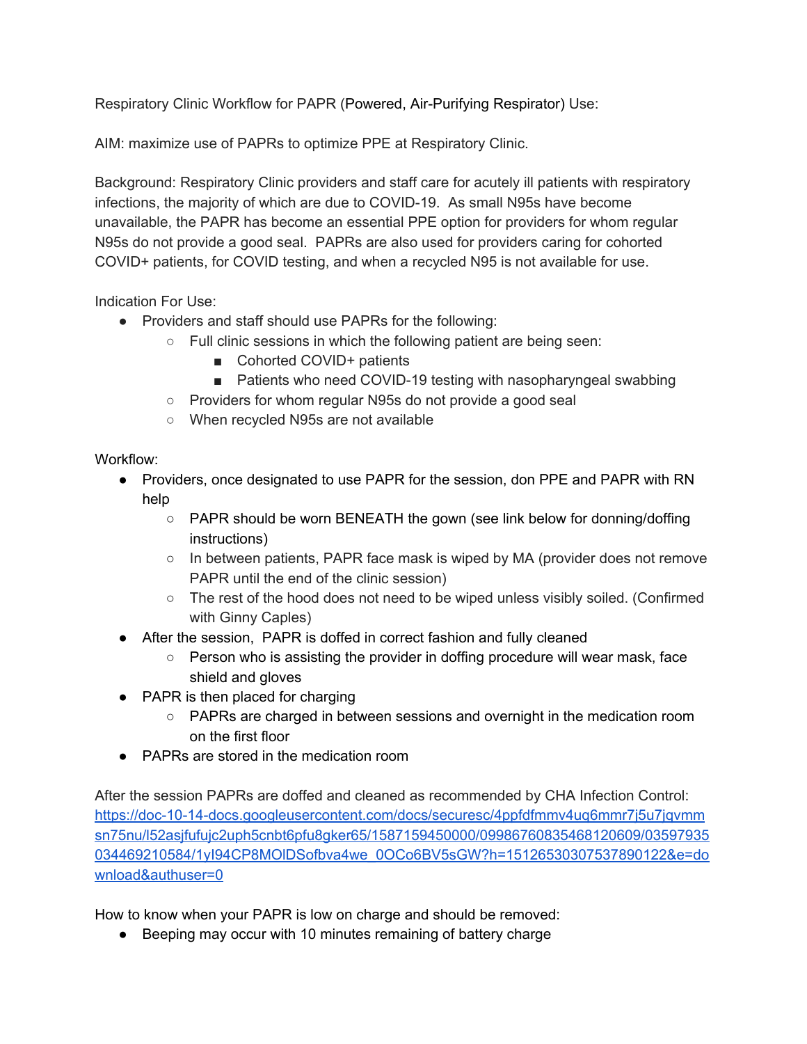Respiratory Clinic Workflow for PAPR (Powered, Air-Purifying Respirator) Use:

AIM: maximize use of PAPRs to optimize PPE at Respiratory Clinic.

Background: Respiratory Clinic providers and staff care for acutely ill patients with respiratory infections, the majority of which are due to COVID-19. As small N95s have become unavailable, the PAPR has become an essential PPE option for providers for whom regular N95s do not provide a good seal. PAPRs are also used for providers caring for cohorted COVID+ patients, for COVID testing, and when a recycled N95 is not available for use.

Indication For Use:

- Providers and staff should use PAPRs for the following:
  - Full clinic sessions in which the following patient are being seen:
    - Cohorted COVID+ patients
    - Patients who need COVID-19 testing with nasopharyngeal swabbing
  - Providers for whom regular N95s do not provide a good seal
  - When recycled N95s are not available

Workflow:

- Providers, once designated to use PAPR for the session, don PPE and PAPR with RN help
  - PAPR should be worn BENEATH the gown (see link below for donning/doffing instructions)
  - In between patients, PAPR face mask is wiped by MA (provider does not remove PAPR until the end of the clinic session)
  - The rest of the hood does not need to be wiped unless visibly soiled. (Confirmed with Ginny Caples)
- After the session, PAPR is doffed in correct fashion and fully cleaned
  - Person who is assisting the provider in doffing procedure will wear mask, face shield and gloves
- PAPR is then placed for charging
  - PAPRs are charged in between sessions and overnight in the medication room on the first floor
- PAPRs are stored in the medication room

After the session PAPRs are doffed and cleaned as recommended by CHA Infection Control: https://doc-10-14-docs.googleusercontent.com/docs/securesc/4ppfdfmmv4uq6mmr7j5u7jqvmmsn75nu/l52asjfufujc2uph5cnbt6pfu8gker65/1587159450000/09986760835468120609/03597935034469210584/1yI94CP8MOlDSofbva4we_0OCo6BV5sGW?h=15126530307537890122&e=download&authuser=0

How to know when your PAPR is low on charge and should be removed:

- Beeping may occur with 10 minutes remaining of battery charge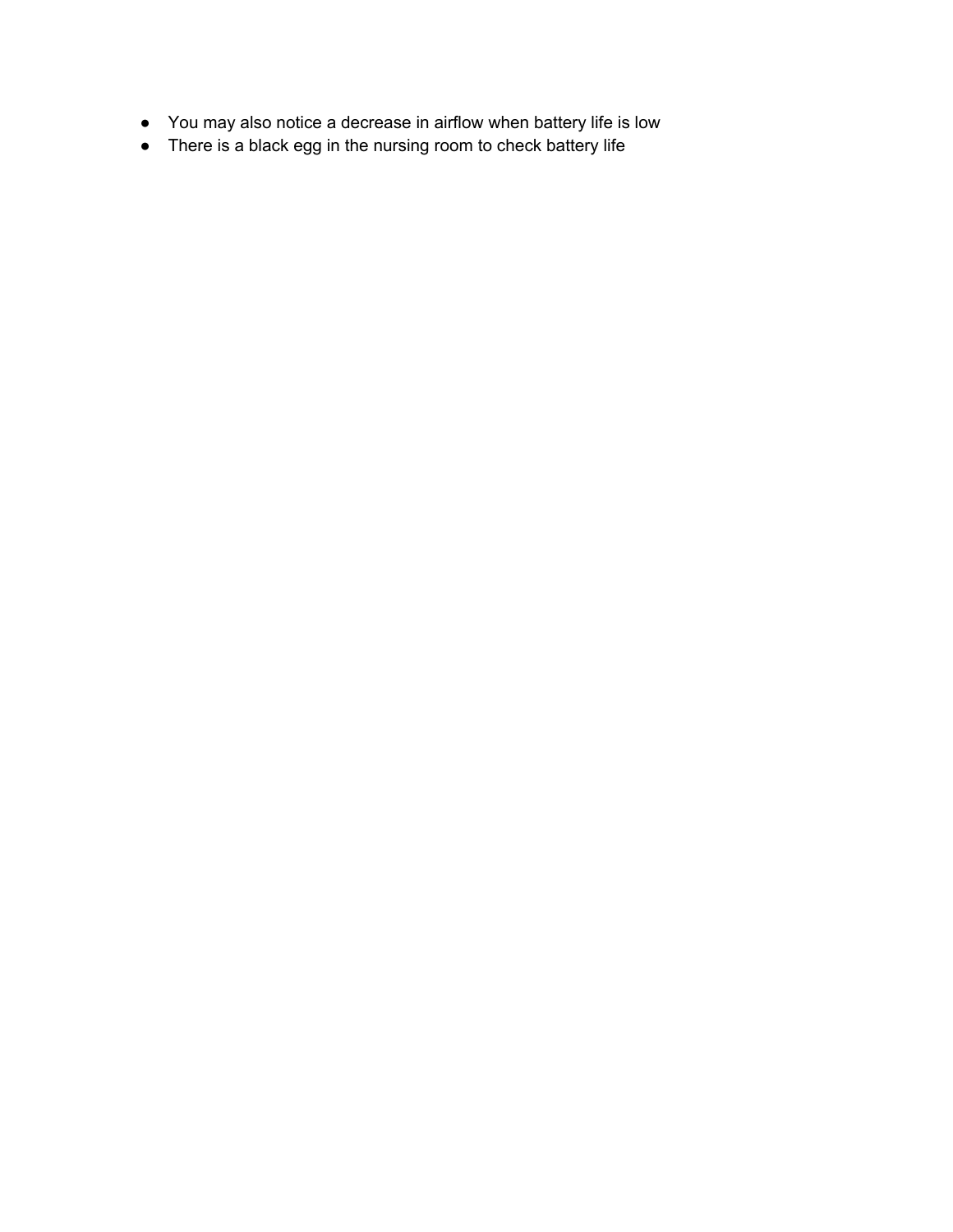- You may also notice a decrease in airflow when battery life is low
- There is a black egg in the nursing room to check battery life